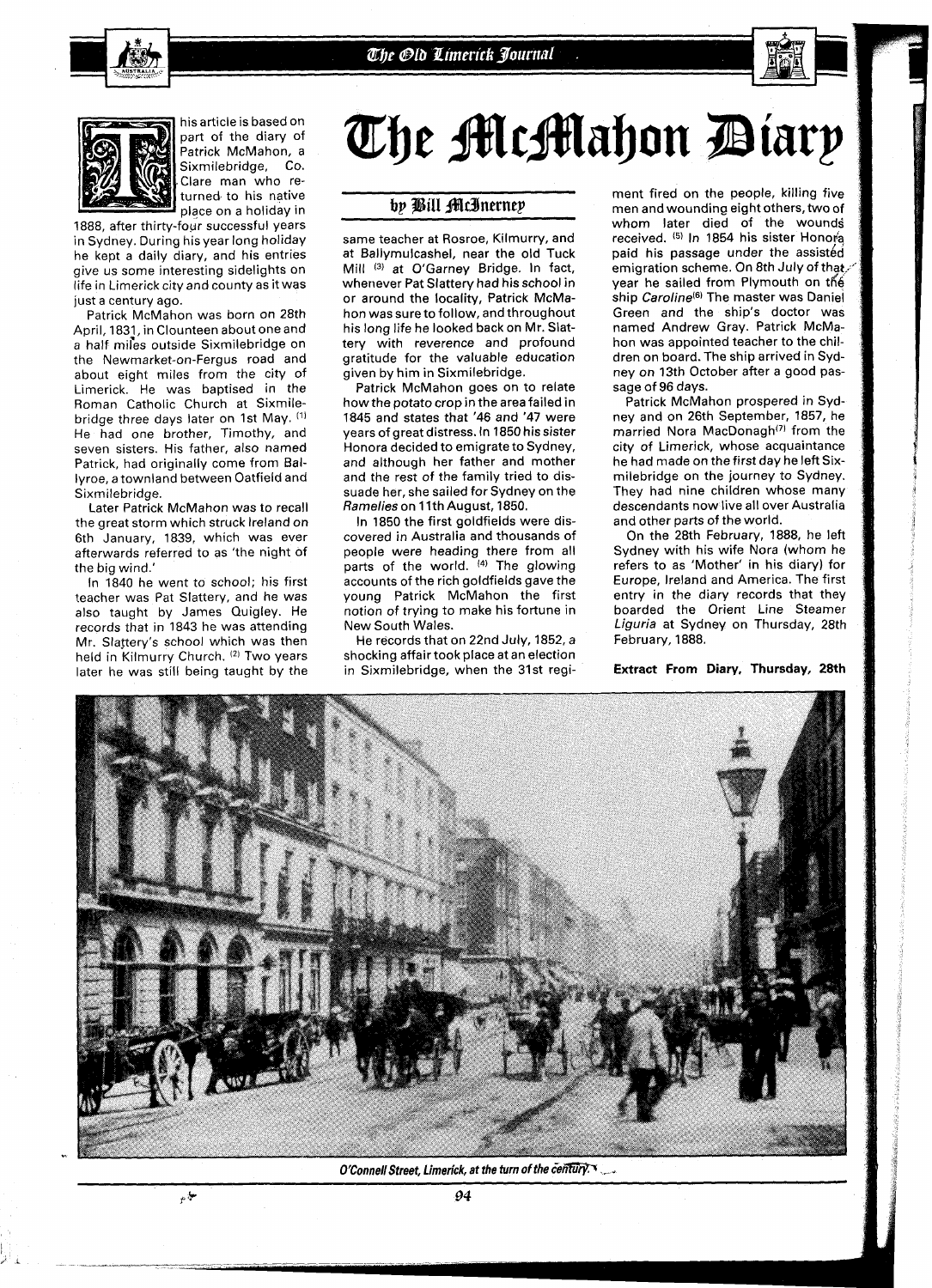# The McMahon Diary

## by Bill McInerney

This article is based on part of the diary of Patrick McMahon, a Sixmilebridge, Co. Clare man who returned to his native place on a holiday in 1888, after thirty-four successful years in Sydney. During his year long holiday he kept a daily diary, and his entries give us some interesting sidelights on life in Limerick city and county as it was just a century ago.

Patrick McMahon was born on 28th April, 1831, in Clounteen about one and a half miles outside Sixmilebridge on the Newmarket-on-Fergus road and about eight miles from the city of Limerick. He was baptised in the Roman Catholic Church at Sixmilebridge three days later on 1st May. [1] He had one brother, Timothy, and seven sisters. His father, also named Patrick, had originally come from Ballyroe, a townland between Oatfield and Sixmilebridge.

Later Patrick McMahon was to recall the great storm which struck Ireland on 6th January, 1839, which was ever afterwards referred to as 'the night of the big wind.'

In 1840 he went to school; his first teacher was Pat Slattery, and he was also taught by James Quigley. He records that in 1843 he was attending Mr. Slattery's school which was then held in Kilmurry Church. [2] Two years later he was still being taught by the same teacher at Rosroe, Kilmurry, and at Ballymulcashel, near the old Tuck Mill [3] at O'Garney Bridge. In fact, whenever Pat Slattery had his school in or around the locality, Patrick McMahon was sure to follow, and throughout his long life he looked back on Mr. Slattery with reverence and profound gratitude for the valuable education given by him in Sixmilebridge.

Patrick McMahon goes on to relate how the potato crop in the area failed in 1845 and states that '46 and '47 were years of great distress. In 1850 his sister Honora decided to emigrate to Sydney, and although her father and mother and the rest of the family tried to dissuade her, she sailed for Sydney on the *Ramelies* on 11th August, 1850.

In 1850 the first goldfields were discovered in Australia and thousands of people were heading there from all parts of the world. [4] The glowing accounts of the rich goldfields gave the young Patrick McMahon the first notion of trying to make his fortune in New South Wales.

He records that on 22nd July, 1852, a shocking affair took place at an election in Sixmilebridge, when the 31st regiment fired on the people, killing five men and wounding eight others, two of whom later died of the wounds received. [5] In 1854 his sister Honora paid his passage under the assisted emigration scheme. On 8th July of that year he sailed from Plymouth on the ship *Caroline*[6] The master was Daniel Green and the ship's doctor was named Andrew Gray. Patrick McMahon was appointed teacher to the children on board. The ship arrived in Sydney on 13th October after a good passage of 96 days.

Patrick McMahon prospered in Sydney and on 26th September, 1857, he married Nora MacDonagh[7] from the city of Limerick, whose acquaintance he had made on the first day he left Sixmilebridge on the journey to Sydney. They had nine children whose many descendants now live all over Australia and other parts of the world.

On the 28th February, 1888, he left Sydney with his wife Nora (whom he refers to as 'Mother' in his diary) for Europe, Ireland and America. The first entry in the diary records that they boarded the Orient Line Steamer *Liguria* at Sydney on Thursday, 28th February, 1888.

**Extract From Diary, Thursday, 28th**

*O'Connell Street, Limerick, at the turn of the century.*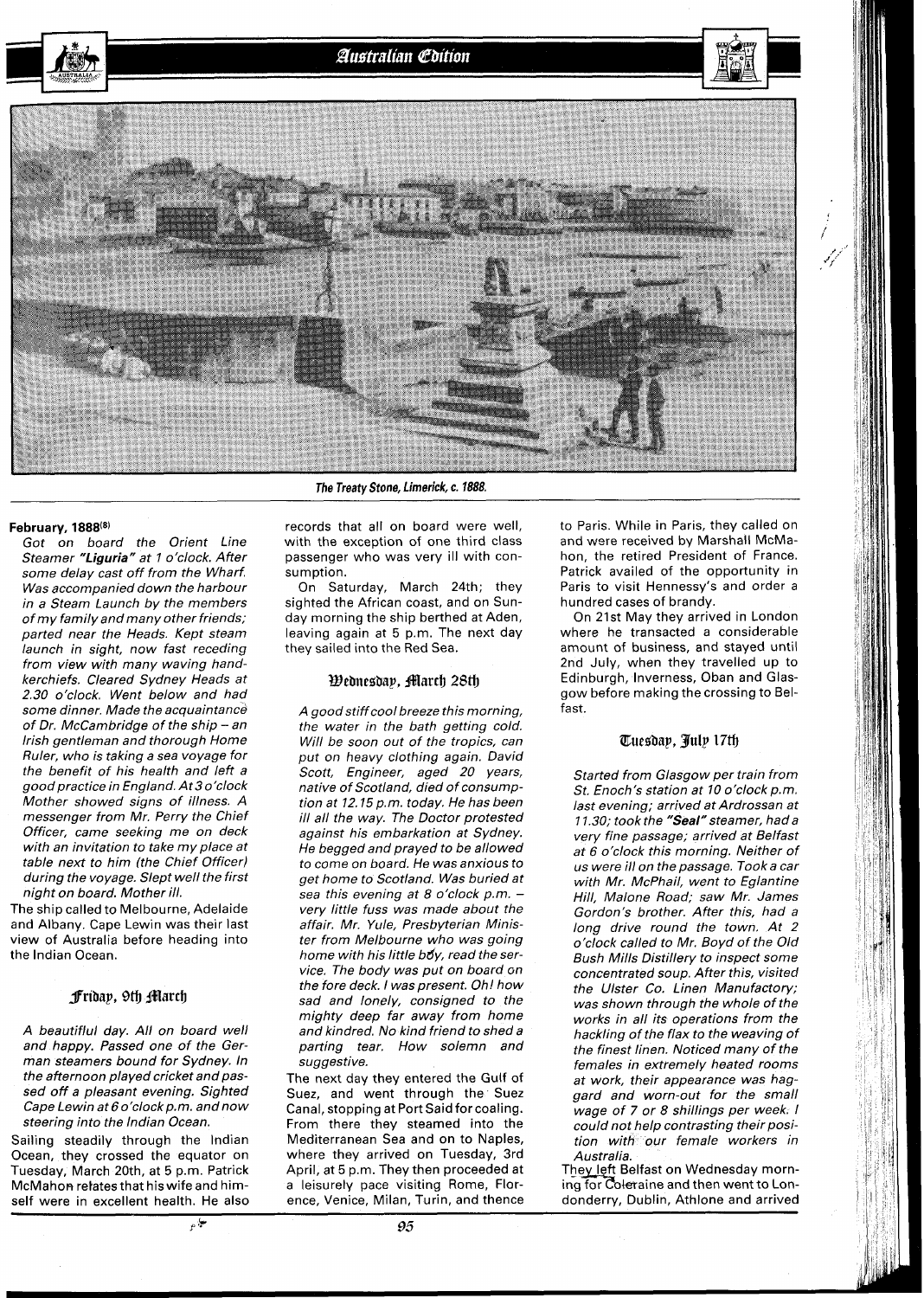The Treaty Stone, Limerick, c. 1888.

**February, 1888**[8]

*Got on board the Orient Line Steamer* ***"Liguria"*** *at 1 o'clock. After some delay cast off from the Wharf. Was accompanied down the harbour in a Steam Launch by the members of my family and many other friends; parted near the Heads. Kept steam launch in sight, now fast receding from view with many waving handkerchiefs. Cleared Sydney Heads at 2.30 o'clock. Went below and had some dinner. Made the acquaintance of Dr. McCambridge of the ship – an Irish gentleman and thorough Home Ruler, who is taking a sea voyage for the benefit of his health and left a good practice in England. At 3 o'clock Mother showed signs of illness. A messenger from Mr. Perry the Chief Officer, came seeking me on deck with an invitation to take my place at table next to him (the Chief Officer) during the voyage. Slept well the first night on board. Mother ill.*

The ship called to Melbourne, Adelaide and Albany. Cape Lewin was their last view of Australia before heading into the Indian Ocean.

### Friday, 9th March

*A beautiflul day. All on board well and happy. Passed one of the German steamers bound for Sydney. In the afternoon played cricket and passed off a pleasant evening. Sighted Cape Lewin at 6 o'clock p.m. and now steering into the Indian Ocean.*

Sailing steadily through the Indian Ocean, they crossed the equator on Tuesday, March 20th, at 5 p.m. Patrick McMahon relates that his wife and himself were in excellent health. He also records that all on board were well, with the exception of one third class passenger who was very ill with consumption.

On Saturday, March 24th; they sighted the African coast, and on Sunday morning the ship berthed at Aden, leaving again at 5 p.m. The next day they sailed into the Red Sea.

### Wednesday, March 28th

*A good stiff cool breeze this morning, the water in the bath getting cold. Will be soon out of the tropics, can put on heavy clothing again. David Scott, Engineer, aged 20 years, native of Scotland, died of consumption at 12.15 p.m. today. He has been ill all the way. The Doctor protested against his embarkation at Sydney. He begged and prayed to be allowed to come on board. He was anxious to get home to Scotland. Was buried at sea this evening at 8 o'clock p.m. – very little fuss was made about the affair. Mr. Yule, Presbyterian Minister from Melbourne who was going home with his little boy, read the service. The body was put on board on the fore deck. I was present. Oh! how sad and lonely, consigned to the mighty deep far away from home and kindred. No kind friend to shed a parting tear. How solemn and suggestive.*

The next day they entered the Gulf of Suez, and went through the Suez Canal, stopping at Port Said for coaling. From there they steamed into the Mediterranean Sea and on to Naples, where they arrived on Tuesday, 3rd April, at 5 p.m. They then proceeded at a leisurely pace visiting Rome, Florence, Venice, Milan, Turin, and thence to Paris. While in Paris, they called on and were received by Marshall McMahon, the retired President of France. Patrick availed of the opportunity in Paris to visit Hennessy's and order a hundred cases of brandy.

On 21st May they arrived in London where he transacted a considerable amount of business, and stayed until 2nd July, when they travelled up to Edinburgh, Inverness, Oban and Glasgow before making the crossing to Belfast.

### Tuesday, July 17th

*Started from Glasgow per train from St. Enoch's station at 10 o'clock p.m. last evening; arrived at Ardrossan at 11.30; took the* ***"Seal"*** *steamer, had a very fine passage; arrived at Belfast at 6 o'clock this morning. Neither of us were ill on the passage. Took a car with Mr. McPhail, went to Eglantine Hill, Malone Road; saw Mr. James Gordon's brother. After this, had a long drive round the town. At 2 o'clock called to Mr. Boyd of the Old Bush Mills Distillery to inspect some concentrated soup. After this, visited the Ulster Co. Linen Manufactory; was shown through the whole of the works in all its operations from the hackling of the flax to the weaving of the finest linen. Noticed many of the females in extremely heated rooms at work, their appearance was haggard and worn-out for the small wage of 7 or 8 shillings per week. I could not help contrasting their position with our female workers in Australia.*

They left Belfast on Wednesday morning for Coleraine and then went to Londonderry, Dublin, Athlone and arrived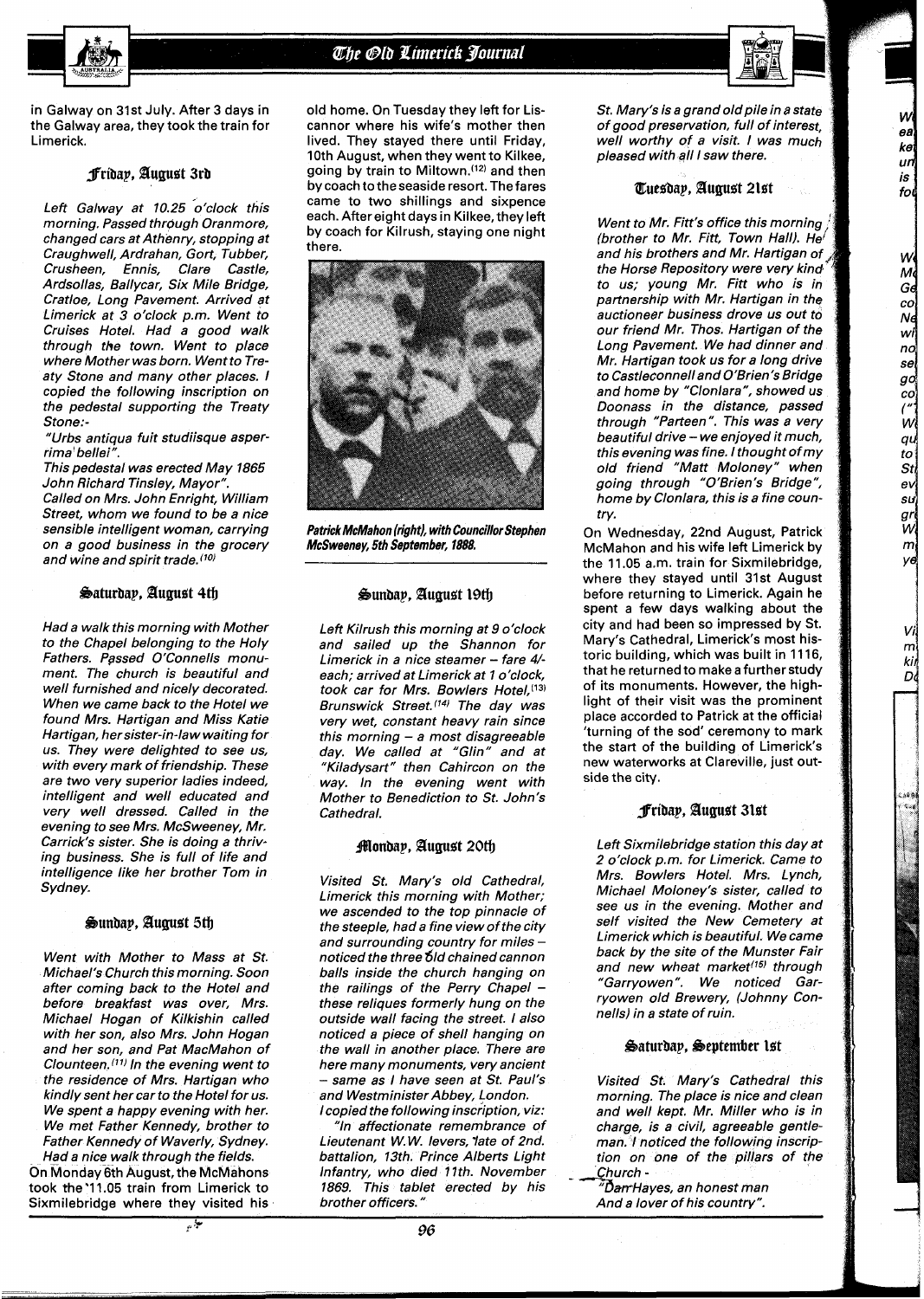in Galway on 31st July. After 3 days in the Galway area, they took the train for Limerick.

### Friday, August 3rd

*Left Galway at 10.25 o'clock this morning. Passed through Oranmore, changed cars at Athenry, stopping at Craughwell, Ardrahan, Gort, Tubber, Crusheen, Ennis, Clare Castle, Ardsollas, Ballycar, Six Mile Bridge, Cratloe, Long Pavement. Arrived at Limerick at 3 o'clock p.m. Went to Cruises Hotel. Had a good walk through the town. Went to place where Mother was born. Went to Treaty Stone and many other places. I copied the following inscription on the pedestal supporting the Treaty Stone:-*

*"Urbs antiqua fuit studiisque asperrima bellei".*

*This pedestal was erected May 1865 John Richard Tinsley, Mayor".*

*Called on Mrs. John Enright, William Street, whom we found to be a nice sensible intelligent woman, carrying on a good business in the grocery and wine and spirit trade.*[10]

### Saturday, August 4th

*Had a walk this morning with Mother to the Chapel belonging to the Holy Fathers. Passed O'Connells monument. The church is beautiful and well furnished and nicely decorated. When we came back to the Hotel we found Mrs. Hartigan and Miss Katie Hartigan, her sister-in-law waiting for us. They were delighted to see us, with every mark of friendship. These are two very superior ladies indeed, intelligent and well educated and very well dressed. Called in the evening to see Mrs. McSweeney, Mr. Carrick's sister. She is doing a thriving business. She is full of life and intelligence like her brother Tom in Sydney.*

### Sunday, August 5th

*Went with Mother to Mass at St. Michael's Church this morning. Soon after coming back to the Hotel and before breakfast was over, Mrs. Michael Hogan of Kilkishin called with her son, also Mrs. John Hogan and her son, and Pat MacMahon of Clounteen.*[11] *In the evening went to the residence of Mrs. Hartigan who kindly sent her car to the Hotel for us. We spent a happy evening with her. We met Father Kennedy, brother to Father Kennedy of Waverly, Sydney. Had a nice walk through the fields.*

On Monday 6th August, the McMahons took the 11.05 train from Limerick to Sixmilebridge where they visited his old home. On Tuesday they left for Liscannor where his wife's mother then lived. They stayed there until Friday, 10th August, when they went to Kilkee, going by train to Miltown,[12] and then by coach to the seaside resort. The fares came to two shillings and sixpence each. After eight days in Kilkee, they left by coach for Kilrush, staying one night there.

**Patrick McMahon (right), with Councillor Stephen McSweeney, 5th September, 1888.**

### Sunday, August 19th

*Left Kilrush this morning at 9 o'clock and sailed up the Shannon for Limerick in a nice steamer – fare 4/- each; arrived at Limerick at 1 o'clock, took car for Mrs. Bowlers Hotel,*[13] *Brunswick Street.*[14] *The day was very wet, constant heavy rain since this morning – a most disagreeable day. We called at "Glin" and at "Kiladysart" then Cahircon on the way. In the evening went with Mother to Benediction to St. John's Cathedral.*

### Monday, August 20th

*Visited St. Mary's old Cathedral, Limerick this morning with Mother; we ascended to the top pinnacle of the steeple, had a fine view of the city and surrounding country for miles – noticed the three old chained cannon balls inside the church hanging on the railings of the Perry Chapel – these reliques formerly hung on the outside wall facing the street. I also noticed a piece of shell hanging on the wall in another place. There are here many monuments, very ancient – same as I have seen at St. Paul's and Westminister Abbey, London.*

*I copied the following inscription, viz:*

*"In affectionate remembrance of Lieutenant W.W. Ievers, late of 2nd. battalion, 13th. Prince Alberts Light Infantry, who died 11th. November 1869. This tablet erected by his brother officers."*

*St. Mary's is a grand old pile in a state of good preservation, full of interest, well worthy of a visit. I was much pleased with all I saw there.*

### Tuesday, August 21st

*Went to Mr. Fitt's office this morning (brother to Mr. Fitt, Town Hall). He and his brothers and Mr. Hartigan of the Horse Repository were very kind to us; young Mr. Fitt who is in partnership with Mr. Hartigan in the auctioneer business drove us out to our friend Mr. Thos. Hartigan of the Long Pavement. We had dinner and Mr. Hartigan took us for a long drive to Castleconnell and O'Brien's Bridge and home by "Clonlara", showed us Doonass in the distance, passed through "Parteen". This was a very beautiful drive – we enjoyed it much, this evening was fine. I thought of my old friend "Matt Moloney" when going through "O'Brien's Bridge", home by Clonlara, this is a fine country.*

On Wednesday, 22nd August, Patrick McMahon and his wife left Limerick by the 11.05 a.m. train for Sixmilebridge, where they stayed until 31st August before returning to Limerick. Again he spent a few days walking about the city and had been so impressed by St. Mary's Cathedral, Limerick's most historic building, which was built in 1116, that he returned to make a further study of its monuments. However, the highlight of their visit was the prominent place accorded to Patrick at the official 'turning of the sod' ceremony to mark the start of the building of Limerick's new waterworks at Clareville, just outside the city.

### Friday, August 31st

*Left Sixmilebridge station this day at 2 o'clock p.m. for Limerick. Came to Mrs. Bowlers Hotel. Mrs. Lynch, Michael Moloney's sister, called to see us in the evening. Mother and self visited the New Cemetery at Limerick which is beautiful. We came back by the site of the Munster Fair and new wheat market*[15] *through "Garryowen". We noticed Garryowen old Brewery, (Johnny Connells) in a state of ruin.*

### Saturday, September 1st

*Visited St. Mary's Cathedral this morning. The place is nice and clean and well kept. Mr. Miller who is in charge, is a civil, agreeable gentleman. I noticed the following inscription on one of the pillars of the Church -*

*"Dan Hayes, an honest man*
*And a lover of his country".*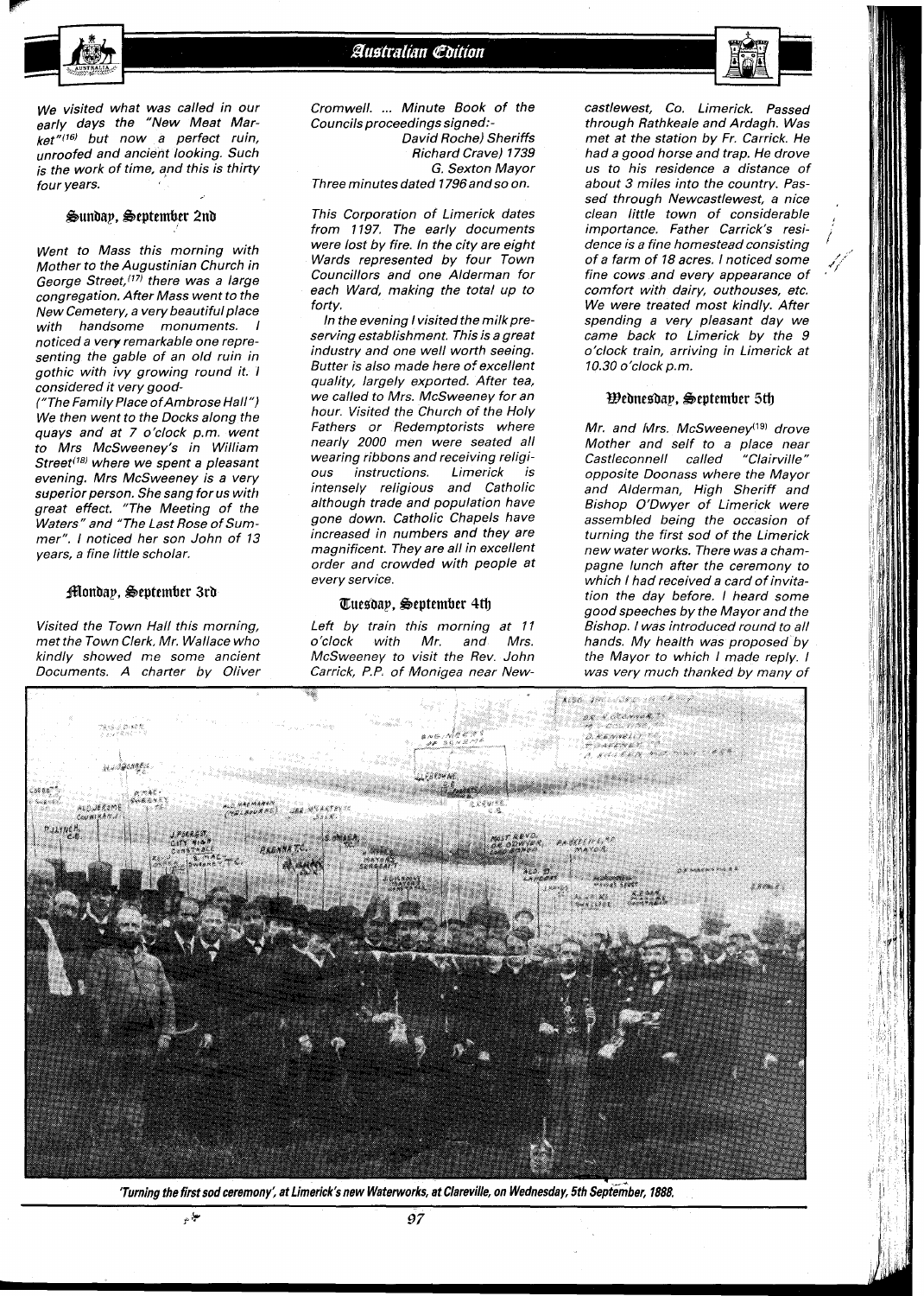*We visited what was called in our early days the "New Meat Market"*[16] *but now a perfect ruin, unroofed and ancient looking. Such is the work of time, and this is thirty four years.*

### Sunday, September 2nd

*Went to Mass this morning with Mother to the Augustinian Church in George Street,*[17] *there was a large congregation. After Mass went to the New Cemetery, a very beautiful place with handsome monuments. I noticed a very remarkable one representing the gable of an old ruin in gothic with ivy growing round it. I considered it very good- ("The Family Place of Ambrose Hall") We then went to the Docks along the quays and at 7 o'clock p.m. went to Mrs McSweeney's in William Street*[18] *where we spent a pleasant evening. Mrs McSweeney is a very superior person. She sang for us with great effect. "The Meeting of the Waters" and "The Last Rose of Summer". I noticed her son John of 13 years, a fine little scholar.*

### Monday, September 3rd

*Visited the Town Hall this morning, met the Town Clerk, Mr. Wallace who kindly showed me some ancient Documents. A charter by Oliver Cromwell. ... Minute Book of the Councils proceedings signed:-*

*David Roche) Sheriffs*
*Richard Crave) 1739*
*G. Sexton Mayor*

*Three minutes dated 1796 and so on.*

*This Corporation of Limerick dates from 1197. The early documents were lost by fire. In the city are eight Wards represented by four Town Councillors and one Alderman for each Ward, making the total up to forty.*

*In the evening I visited the milk preserving establishment. This is a great industry and one well worth seeing. Butter is also made here of excellent quality, largely exported. After tea, we called to Mrs. McSweeney for an hour. Visited the Church of the Holy Fathers or Redemptorists where nearly 2000 men were seated all wearing ribbons and receiving religious instructions. Limerick is intensely religious and Catholic although trade and population have gone down. Catholic Chapels have increased in numbers and they are magnificent. They are all in excellent order and crowded with people at every service.*

### Tuesday, September 4th

*Left by train this morning at 11 o'clock with Mr. and Mrs. McSweeney to visit the Rev. John Carrick, P.P. of Monigea near Newcastlewest, Co. Limerick. Passed through Rathkeale and Ardagh. Was met at the station by Fr. Carrick. He had a good horse and trap. He drove us to his residence a distance of about 3 miles into the country. Passed through Newcastlewest, a nice clean little town of considerable importance. Father Carrick's residence is a fine homestead consisting of a farm of 18 acres. I noticed some fine cows and every appearance of comfort with dairy, outhouses, etc. We were treated most kindly. After spending a very pleasant day we came back to Limerick by the 9 o'clock train, arriving in Limerick at 10.30 o'clock p.m.*

### Wednesday, September 5th

*Mr. and Mrs. McSweeney*[19] *drove Mother and self to a place near Castleconnell called "Clairville" opposite Doonass where the Mayor and Alderman, High Sheriff and Bishop O'Dwyer of Limerick were assembled being the occasion of turning the first sod of the Limerick new water works. There was a champagne lunch after the ceremony to which I had received a card of invitation the day before. I heard some good speeches by the Mayor and the Bishop. I was introduced round to all hands. My health was proposed by the Mayor to which I made reply. I was very much thanked by many of*

**'Turning the first sod ceremony', at Limerick's new Waterworks, at Clareville, on Wednesday, 5th September, 1888.**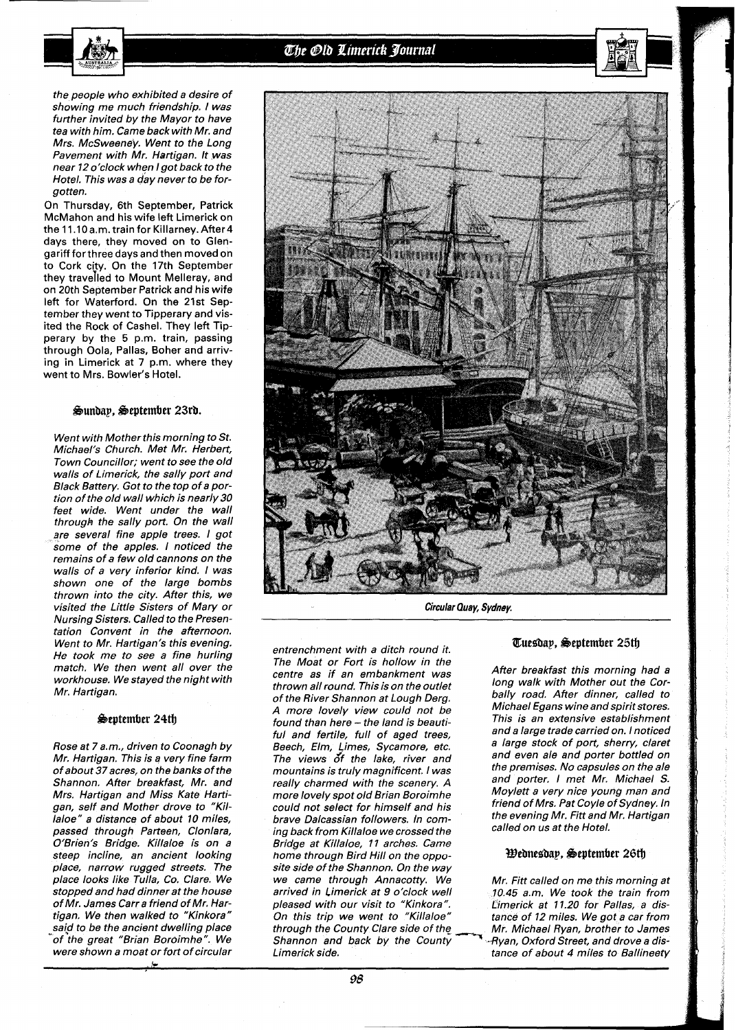*the people who exhibited a desire of showing me much friendship. I was further invited by the Mayor to have tea with him. Came back with Mr. and Mrs. McSweeney. Went to the Long Pavement with Mr. Hartigan. It was near 12 o'clock when I got back to the Hotel. This was a day never to be forgotten.*

On Thursday, 6th September, Patrick McMahon and his wife left Limerick on the 11.10 a.m. train for Killarney. After 4 days there, they moved on to Glengariff for three days and then moved on to Cork city. On the 17th September they travelled to Mount Melleray, and on 20th September Patrick and his wife left for Waterford. On the 21st September they went to Tipperary and visited the Rock of Cashel. They left Tipperary by the 5 p.m. train, passing through Oola, Pallas, Boher and arriving in Limerick at 7 p.m. where they went to Mrs. Bowler's Hotel.

### Sunday, September 23rd.

*Went with Mother this morning to St. Michael's Church. Met Mr. Herbert, Town Councillor; went to see the old walls of Limerick, the sally port and Black Battery. Got to the top of a portion of the old wall which is nearly 30 feet wide. Went under the wall through the sally port. On the wall are several fine apple trees. I got some of the apples. I noticed the remains of a few old cannons on the walls of a very inferior kind. I was shown one of the large bombs thrown into the city. After this, we visited the Little Sisters of Mary or Nursing Sisters. Called to the Presentation Convent in the afternoon. Went to Mr. Hartigan's this evening. He took me to see a fine hurling match. We then went all over the workhouse. We stayed the night with Mr. Hartigan.*

### September 24th

*Rose at 7 a.m., driven to Coonagh by Mr. Hartigan. This is a very fine farm of about 37 acres, on the banks of the Shannon. After breakfast, Mr. and Mrs. Hartigan and Miss Kate Hartigan, self and Mother drove to "Killaloe" a distance of about 10 miles, passed through Parteen, Clonlara, O'Brien's Bridge. Killaloe is on a steep incline, an ancient looking place, narrow rugged streets. The place looks like Tulla, Co. Clare. We stopped and had dinner at the house of Mr. James Carr a friend of Mr. Hartigan. We then walked to "Kinkora" said to be the ancient dwelling place of the great "Brian Boroimhe". We were shown a moat or fort of circular entrenchment with a ditch round it. The Moat or Fort is hollow in the centre as if an embankment was thrown all round. This is on the outlet of the River Shannon at Lough Derg. A more lovely view could not be found than here – the land is beautiful and fertile, full of aged trees, Beech, Elm, Limes, Sycamore, etc. The views of the lake, river and mountains is truly magnificent. I was really charmed with the scenery. A more lovely spot old Brian Boroimhe could not select for himself and his brave Dalcassian followers. In coming back from Killaloe we crossed the Bridge at Killaloe, 11 arches. Came home through Bird Hill on the opposite side of the Shannon. On the way we came through Annacotty. We arrived in Limerick at 9 o'clock well pleased with our visit to "Kinkora". On this trip we went to "Killaloe" through the County Clare side of the Shannon and back by the County Limerick side.*

Circular Quay, Sydney.

### Tuesday, September 25th

*After breakfast this morning had a long walk with Mother out the Corbally road. After dinner, called to Michael Egans wine and spirit stores. This is an extensive establishment and a large trade carried on. I noticed a large stock of port, sherry, claret and even ale and porter bottled on the premises. No capsules on the ale and porter. I met Mr. Michael S. Moylett a very nice young man and friend of Mrs. Pat Coyle of Sydney. In the evening Mr. Fitt and Mr. Hartigan called on us at the Hotel.*

### Wednesday, September 26th

*Mr. Fitt called on me this morning at 10.45 a.m. We took the train from Limerick at 11.20 for Pallas, a distance of 12 miles. We got a car from Mr. Michael Ryan, brother to James Ryan, Oxford Street, and drove a distance of about 4 miles to Ballineety*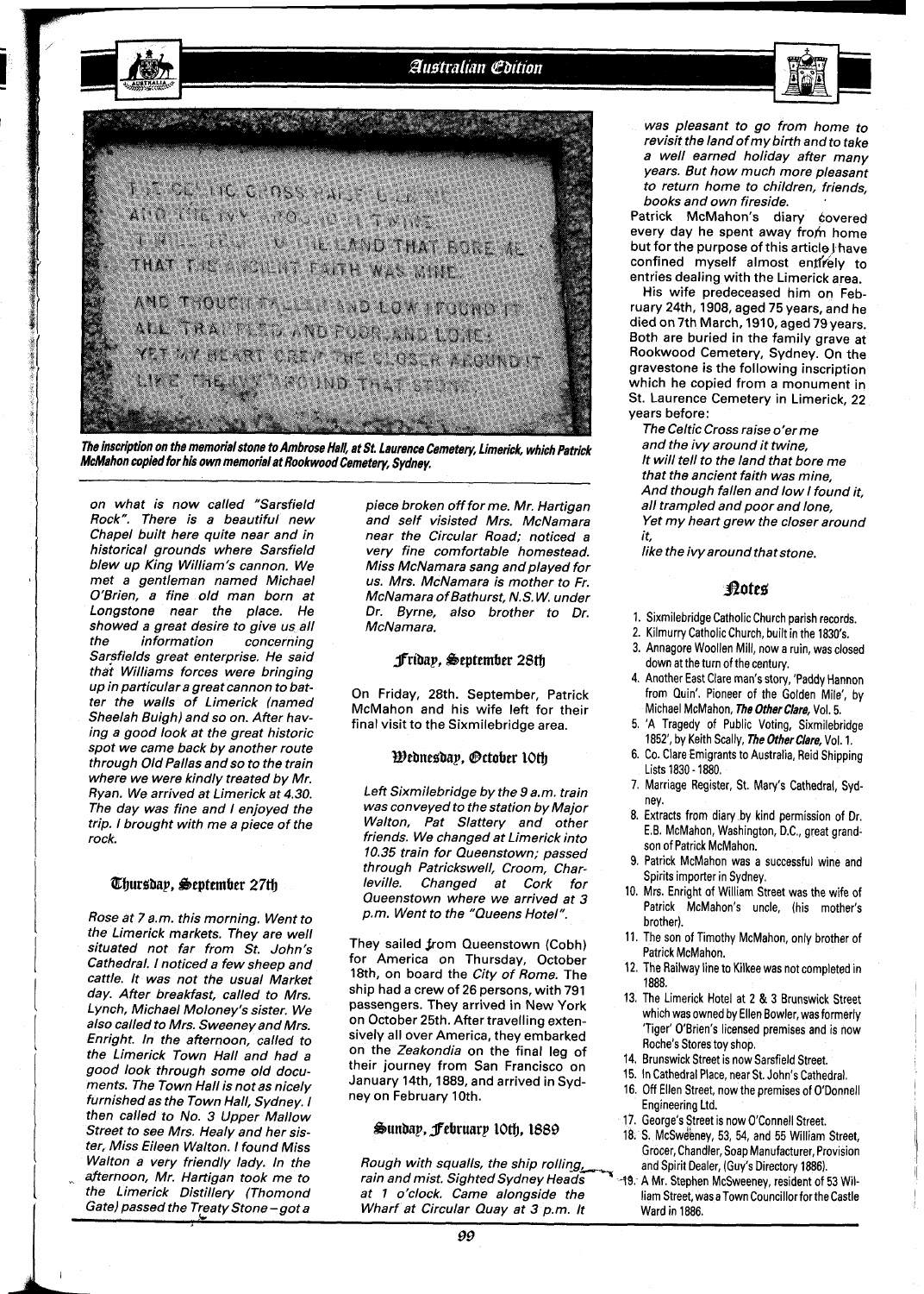*The inscription on the memorial stone to Ambrose Hall, at St. Laurence Cemetery, Limerick, which Patrick McMahon copied for his own memorial at Rookwood Cemetery, Sydney.*

*on what is now called "Sarsfield Rock". There is a beautiful new Chapel built here quite near and in historical grounds where Sarsfield blew up King William's cannon. We met a gentleman named Michael O'Brien, a fine old man born at Longstone near the place. He showed a great desire to give us all the information concerning Sarsfields great enterprise. He said that Williams forces were bringing up in particular a great cannon to batter the walls of Limerick (named Sheelah Buigh) and so on. After having a good look at the great historic spot we came back by another route through Old Pallas and so to the train where we were kindly treated by Mr. Ryan. We arrived at Limerick at 4.30. The day was fine and I enjoyed the trip. I brought with me a piece of the rock.*

### Thursday, September 27th

*Rose at 7 a.m. this morning. Went to the Limerick markets. They are well situated not far from St. John's Cathedral. I noticed a few sheep and cattle. It was not the usual Market day. After breakfast, called to Mrs. Lynch, Michael Moloney's sister. We also called to Mrs. Sweeney and Mrs. Enright. In the afternoon, called to the Limerick Town Hall and had a good look through some old documents. The Town Hall is not as nicely furnished as the Town Hall, Sydney. I then called to No. 3 Upper Mallow Street to see Mrs. Healy and her sister, Miss Eileen Walton. I found Miss Walton a very friendly lady. In the afternoon, Mr. Hartigan took me to the Limerick Distillery (Thomond Gate) passed the Treaty Stone – got a piece broken off for me. Mr. Hartigan and self visisted Mrs. McNamara near the Circular Road; noticed a very fine comfortable homestead. Miss McNamara sang and played for us. Mrs. McNamara is mother to Fr. McNamara of Bathurst, N.S.W. under Dr. Byrne, also brother to Dr. McNamara.*

### Friday, September 28th

On Friday, 28th. September, Patrick McMahon and his wife left for their final visit to the Sixmilebridge area.

### Wednesday, October 10th

*Left Sixmilebridge by the 9 a.m. train was conveyed to the station by Major Walton, Pat Slattery and other friends. We changed at Limerick into 10.35 train for Queenstown; passed through Patrickswell, Croom, Charleville. Changed at Cork for Queenstown where we arrived at 3 p.m. Went to the "Queens Hotel".*

They sailed from Queenstown (Cobh) for America on Thursday, October 18th, on board the *City of Rome.* The ship had a crew of 26 persons, with 791 passengers. They arrived in New York on October 25th. After travelling extensively all over America, they embarked on the *Zeakondia* on the final leg of their journey from San Francisco on January 14th, 1889, and arrived in Sydney on February 10th.

### Sunday, February 10th, 1889

*Rough with squalls, the ship rolling, rain and mist. Sighted Sydney Heads at 1 o'clock. Came alongside the Wharf at Circular Quay at 3 p.m. It was pleasant to go from home to revisit the land of my birth and to take a well earned holiday after many years. But how much more pleasant to return home to children, friends, books and own fireside.*

Patrick McMahon's diary covered every day he spent away from home but for the purpose of this article I have confined myself almost entirely to entries dealing with the Limerick area.

His wife predeceased him on February 24th, 1908, aged 75 years, and he died on 7th March, 1910, aged 79 years. Both are buried in the family grave at Rookwood Cemetery, Sydney. On the gravestone is the following inscription which he copied from a monument in St. Laurence Cemetery in Limerick, 22 years before:

*The Celtic Cross raise o'er me*
*and the ivy around it twine,*
*It will tell to the land that bore me*
*that the ancient faith was mine,*
*And though fallen and low I found it,*
*all trampled and poor and lone,*
*Yet my heart grew the closer around it,*
*like the ivy around that stone.*

## Notes

1. Sixmilebridge Catholic Church parish records.
2. Kilmurry Catholic Church, built in the 1830's.
3. Annagore Woollen Mill, now a ruin, was closed down at the turn of the century.
4. Another East Clare man's story, 'Paddy Hannon from Quin'. Pioneer of the Golden Mile', by Michael McMahon, ***The Other Clare***, Vol. 5.
5. 'A Tragedy of Public Voting, Sixmilebridge 1852', by Keith Scally, ***The Other Clare***, Vol. 1.
6. Co. Clare Emigrants to Australia, Reid Shipping Lists 1830 - 1880.
7. Marriage Register, St. Mary's Cathedral, Sydney.
8. Extracts from diary by kind permission of Dr. E.B. McMahon, Washington, D.C., great grandson of Patrick McMahon.
9. Patrick McMahon was a successful wine and Spirits importer in Sydney.
10. Mrs. Enright of William Street was the wife of Patrick McMahon's uncle, (his mother's brother).
11. The son of Timothy McMahon, only brother of Patrick McMahon.
12. The Railway line to Kilkee was not completed in 1888.
13. The Limerick Hotel at 2 & 3 Brunswick Street which was owned by Ellen Bowler, was formerly 'Tiger' O'Brien's licensed premises and is now Roche's Stores toy shop.
14. Brunswick Street is now Sarsfield Street.
15. In Cathedral Place, near St. John's Cathedral.
16. Off Ellen Street, now the premises of O'Donnell Engineering Ltd.
17. George's Street is now O'Connell Street.
18. S. McSweeney, 53, 54, and 55 William Street, Grocer, Chandler, Soap Manufacturer, Provision and Spirit Dealer, (Guy's Directory 1886).
19. A Mr. Stephen McSweeney, resident of 53 William Street, was a Town Councillor for the Castle Ward in 1886.